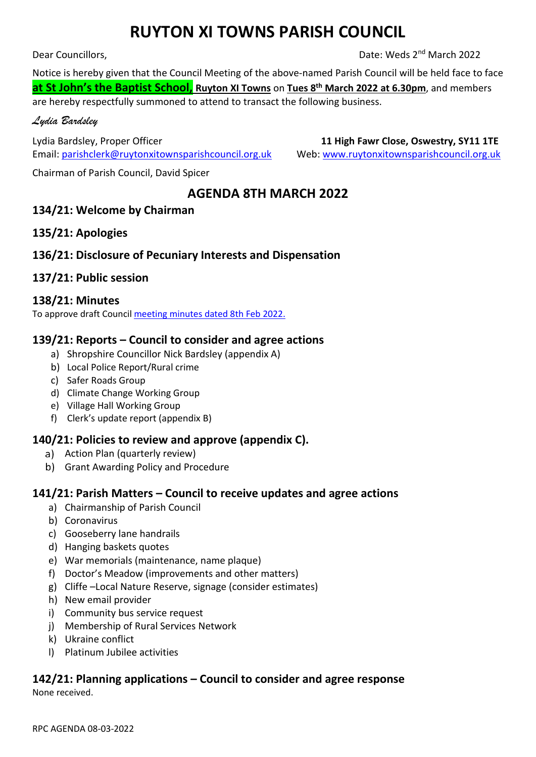# RUYTON XI TOWNS PARISH COUNCIL

Dear Councillors, Date: Weds 2nd March 2022

Notice is hereby given that the Council Meeting of the above-named Parish Council will be held face to face **at St John's the Baptist School, Ruyton XI Towns** on **Tues 8th March 2022 at 6.30pm**, and members are hereby respectfully summoned to attend to transact the following business.

*Lydia Bardsley*

Lydia Bardsley, Proper Officer **11 High Fawr Close, Oswestry, SY11 1TE**
Email: parishclerk@ruytonxitownsparishcouncil.org.uk Web: www.ruytonxitownsparishcouncil.org.uk

Chairman of Parish Council, David Spicer

## AGENDA 8TH MARCH 2022

### 134/21: Welcome by Chairman

### 135/21: Apologies

### 136/21: Disclosure of Pecuniary Interests and Dispensation

### 137/21: Public session

### 138/21: Minutes

To approve draft Council meeting minutes dated 8th Feb 2022.

### 139/21: Reports – Council to consider and agree actions

a) Shropshire Councillor Nick Bardsley (appendix A)
b) Local Police Report/Rural crime
c) Safer Roads Group
d) Climate Change Working Group
e) Village Hall Working Group
f) Clerk's update report (appendix B)

### 140/21: Policies to review and approve (appendix C).

a) Action Plan (quarterly review)
b) Grant Awarding Policy and Procedure

### 141/21: Parish Matters – Council to receive updates and agree actions

a) Chairmanship of Parish Council
b) Coronavirus
c) Gooseberry lane handrails
d) Hanging baskets quotes
e) War memorials (maintenance, name plaque)
f) Doctor's Meadow (improvements and other matters)
g) Cliffe –Local Nature Reserve, signage (consider estimates)
h) New email provider
i) Community bus service request
j) Membership of Rural Services Network
k) Ukraine conflict
l) Platinum Jubilee activities

### 142/21: Planning applications – Council to consider and agree response

None received.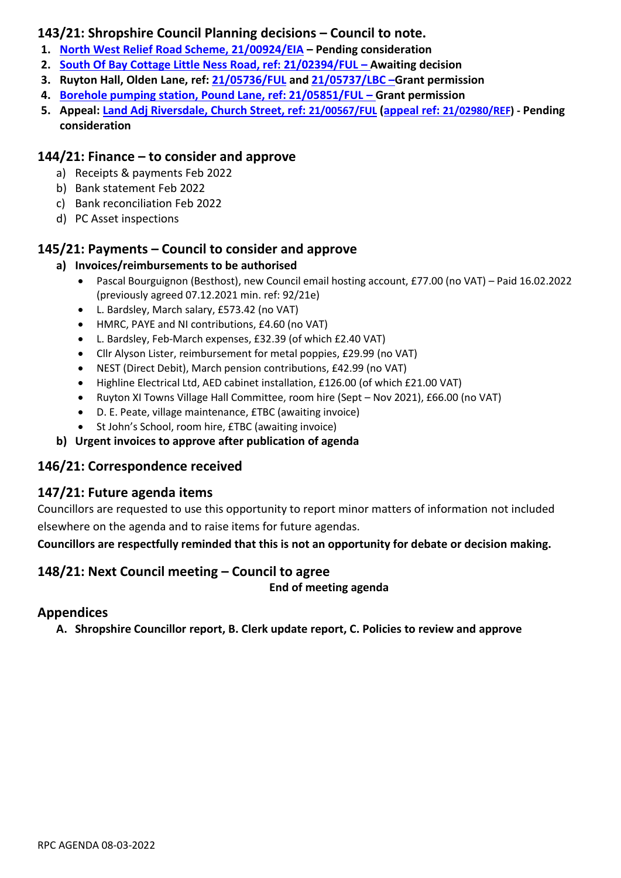## 143/21: Shropshire Council Planning decisions – Council to note.

1. **North West Relief Road Scheme, 21/00924/EIA – Pending consideration**
2. **South Of Bay Cottage Little Ness Road, ref: 21/02394/FUL – Awaiting decision**
3. **Ruyton Hall, Olden Lane, ref: 21/05736/FUL and 21/05737/LBC –Grant permission**
4. **Borehole pumping station, Pound Lane, ref: 21/05851/FUL – Grant permission**
5. **Appeal: Land Adj Riversdale, Church Street, ref: 21/00567/FUL (appeal ref: 21/02980/REF) - Pending consideration**

## 144/21: Finance – to consider and approve

a) Receipts & payments Feb 2022
b) Bank statement Feb 2022
c) Bank reconciliation Feb 2022
d) PC Asset inspections

## 145/21: Payments – Council to consider and approve

**a) Invoices/reimbursements to be authorised**

- Pascal Bourguignon (Besthost), new Council email hosting account, £77.00 (no VAT) – Paid 16.02.2022 (previously agreed 07.12.2021 min. ref: 92/21e)
- L. Bardsley, March salary, £573.42 (no VAT)
- HMRC, PAYE and NI contributions, £4.60 (no VAT)
- L. Bardsley, Feb-March expenses, £32.39 (of which £2.40 VAT)
- Cllr Alyson Lister, reimbursement for metal poppies, £29.99 (no VAT)
- NEST (Direct Debit), March pension contributions, £42.99 (no VAT)
- Highline Electrical Ltd, AED cabinet installation, £126.00 (of which £21.00 VAT)
- Ruyton XI Towns Village Hall Committee, room hire (Sept – Nov 2021), £66.00 (no VAT)
- D. E. Peate, village maintenance, £TBC (awaiting invoice)
- St John's School, room hire, £TBC (awaiting invoice)

**b) Urgent invoices to approve after publication of agenda**

## 146/21: Correspondence received

## 147/21: Future agenda items

Councillors are requested to use this opportunity to report minor matters of information not included elsewhere on the agenda and to raise items for future agendas.

**Councillors are respectfully reminded that this is not an opportunity for debate or decision making.**

## 148/21: Next Council meeting – Council to agree

**End of meeting agenda**

## Appendices

**A. Shropshire Councillor report, B. Clerk update report, C. Policies to review and approve**